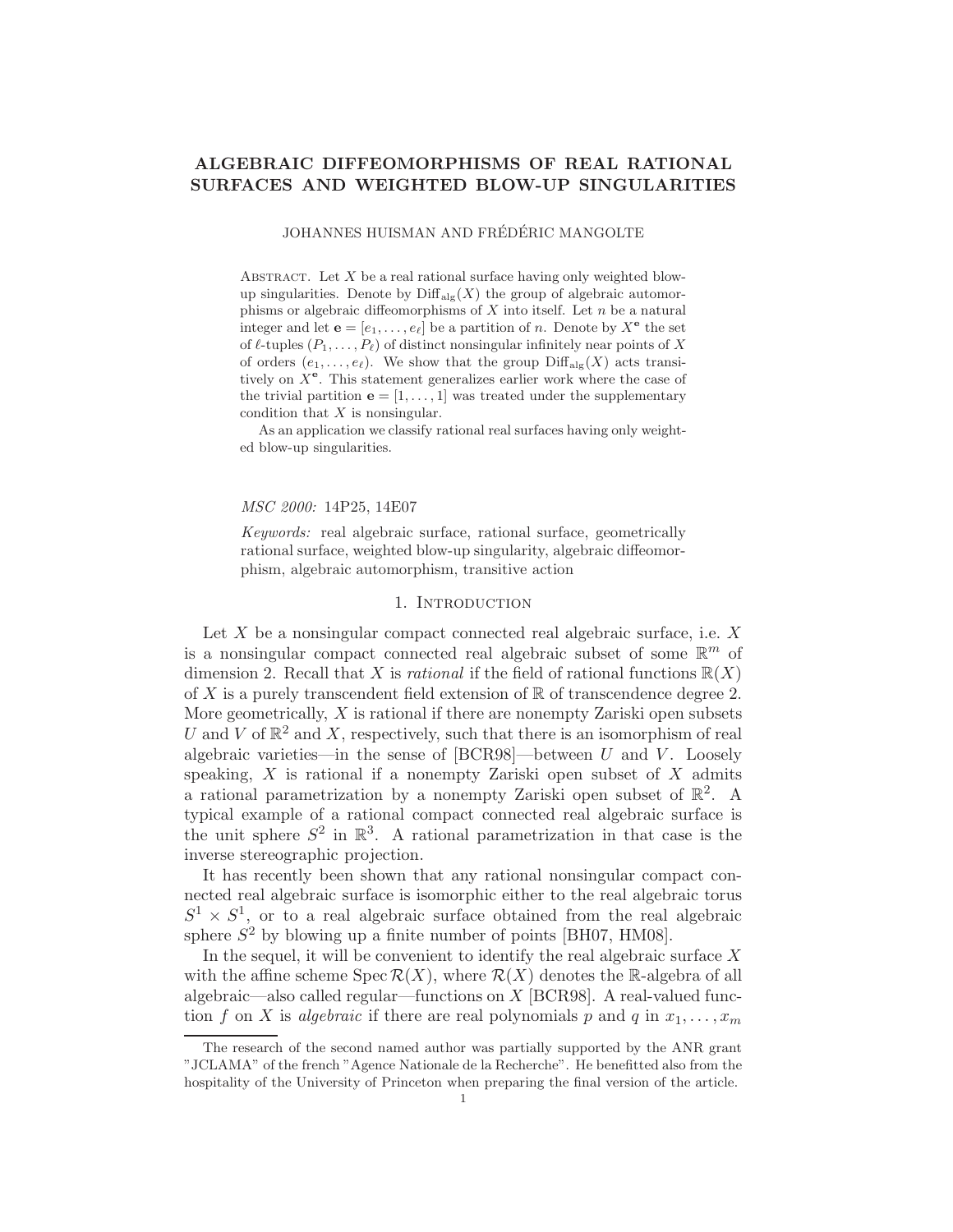# ALGEBRAIC DIFFEOMORPHISMS OF REAL RATIONAL SURFACES AND WEIGHTED BLOW-UP SINGULARITIES

JOHANNES HUISMAN AND FRÉDÉRIC MANGOLTE

ABSTRACT. Let $X$ be a real rational surface having only weighted blow-up singularities. Denote by $\mathrm{Diff}_{\mathrm{alg}}(X)$ the group of algebraic automorphisms or algebraic diffeomorphisms of $X$ into itself. Let $n$ be a natural integer and let $\mathbf{e} = [e_1, \ldots, e_\ell]$ be a partition of $n$. Denote by $X^{\mathbf{e}}$ the set of $\ell$-tuples $(P_1, \ldots, P_\ell)$ of distinct nonsingular infinitely near points of $X$ of orders $(e_1, \ldots, e_\ell)$. We show that the group $\mathrm{Diff}_{\mathrm{alg}}(X)$ acts transitively on $X^{\mathbf{e}}$. This statement generalizes earlier work where the case of the trivial partition $\mathbf{e} = [1, \ldots, 1]$ was treated under the supplementary condition that $X$ is nonsingular.

As an application we classify rational real surfaces having only weighted blow-up singularities.

*MSC 2000:* 14P25, 14E07

*Keywords:* real algebraic surface, rational surface, geometrically rational surface, weighted blow-up singularity, algebraic diffeomorphism, algebraic automorphism, transitive action

## 1. Introduction

Let $X$ be a nonsingular compact connected real algebraic surface, i.e. $X$ is a nonsingular compact connected real algebraic subset of some $\mathbb{R}^m$ of dimension 2. Recall that $X$ is *rational* if the field of rational functions $\mathbb{R}(X)$ of $X$ is a purely transcendent field extension of $\mathbb{R}$ of transcendence degree 2. More geometrically, $X$ is rational if there are nonempty Zariski open subsets $U$ and $V$ of $\mathbb{R}^2$ and $X$, respectively, such that there is an isomorphism of real algebraic varieties—in the sense of [BCR98]—between $U$ and $V$. Loosely speaking, $X$ is rational if a nonempty Zariski open subset of $X$ admits a rational parametrization by a nonempty Zariski open subset of $\mathbb{R}^2$. A typical example of a rational compact connected real algebraic surface is the unit sphere $S^2$ in $\mathbb{R}^3$. A rational parametrization in that case is the inverse stereographic projection.

It has recently been shown that any rational nonsingular compact connected real algebraic surface is isomorphic either to the real algebraic torus $S^1 \times S^1$, or to a real algebraic surface obtained from the real algebraic sphere $S^2$ by blowing up a finite number of points [BH07, HM08].

In the sequel, it will be convenient to identify the real algebraic surface $X$ with the affine scheme $\operatorname{Spec} \mathcal{R}(X)$, where $\mathcal{R}(X)$ denotes the $\mathbb{R}$-algebra of all algebraic—also called regular—functions on $X$ [BCR98]. A real-valued function $f$ on $X$ is *algebraic* if there are real polynomials $p$ and $q$ in $x_1, \ldots, x_m$

The research of the second named author was partially supported by the ANR grant "JCLAMA" of the french "Agence Nationale de la Recherche". He benefitted also from the hospitality of the University of Princeton when preparing the final version of the article.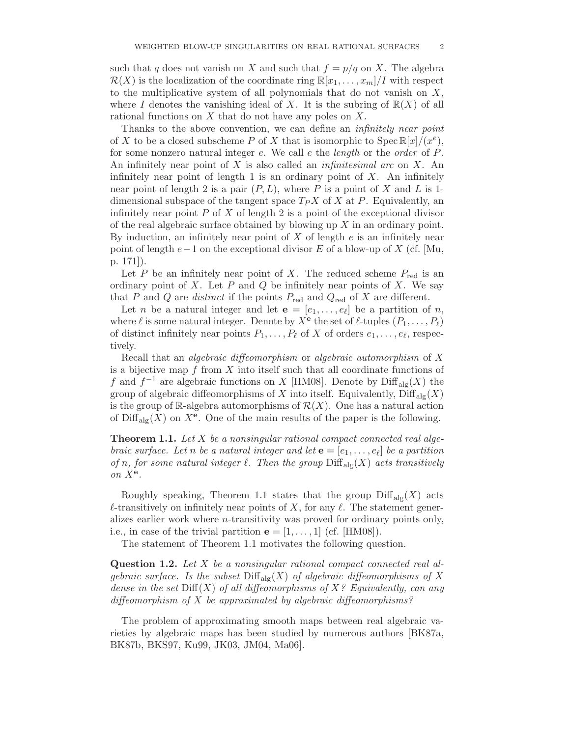such that $q$ does not vanish on $X$ and such that $f = p/q$ on $X$. The algebra $\mathcal{R}(X)$ is the localization of the coordinate ring $\mathbb{R}[x_1, \ldots, x_m]/I$ with respect to the multiplicative system of all polynomials that do not vanish on $X$, where $I$ denotes the vanishing ideal of $X$. It is the subring of $\mathbb{R}(X)$ of all rational functions on $X$ that do not have any poles on $X$.

Thanks to the above convention, we can define an *infinitely near point* of $X$ to be a closed subscheme $P$ of $X$ that is isomorphic to $\operatorname{Spec} \mathbb{R}[x]/(x^e)$, for some nonzero natural integer $e$. We call $e$ the *length* or the *order* of $P$. An infinitely near point of $X$ is also called an *infinitesimal arc* on $X$. An infinitely near point of length 1 is an ordinary point of $X$. An infinitely near point of length 2 is a pair $(P, L)$, where $P$ is a point of $X$ and $L$ is 1-dimensional subspace of the tangent space $T_P X$ of $X$ at $P$. Equivalently, an infinitely near point $P$ of $X$ of length 2 is a point of the exceptional divisor of the real algebraic surface obtained by blowing up $X$ in an ordinary point. By induction, an infinitely near point of $X$ of length $e$ is an infinitely near point of length $e-1$ on the exceptional divisor $E$ of a blow-up of $X$ (cf. [Mu, p. 171]).

Let $P$ be an infinitely near point of $X$. The reduced scheme $P_{\text{red}}$ is an ordinary point of $X$. Let $P$ and $Q$ be infinitely near points of $X$. We say that $P$ and $Q$ are *distinct* if the points $P_{\text{red}}$ and $Q_{\text{red}}$ of $X$ are different.

Let $n$ be a natural integer and let $\mathbf{e} = [e_1, \ldots, e_\ell]$ be a partition of $n$, where $\ell$ is some natural integer. Denote by $X^{\mathbf{e}}$ the set of $\ell$-tuples $(P_1, \ldots, P_\ell)$ of distinct infinitely near points $P_1, \ldots, P_\ell$ of $X$ of orders $e_1, \ldots, e_\ell$, respectively.

Recall that an *algebraic diffeomorphism* or *algebraic automorphism* of $X$ is a bijective map $f$ from $X$ into itself such that all coordinate functions of $f$ and $f^{-1}$ are algebraic functions on $X$ [HM08]. Denote by $\operatorname{Diff}_{\text{alg}}(X)$ the group of algebraic diffeomorphisms of $X$ into itself. Equivalently, $\operatorname{Diff}_{\text{alg}}(X)$ is the group of $\mathbb{R}$-algebra automorphisms of $\mathcal{R}(X)$. One has a natural action of $\operatorname{Diff}_{\text{alg}}(X)$ on $X^{\mathbf{e}}$. One of the main results of the paper is the following.

**Theorem 1.1.** *Let $X$ be a nonsingular rational compact connected real algebraic surface. Let $n$ be a natural integer and let $\mathbf{e} = [e_1, \ldots, e_\ell]$ be a partition of $n$, for some natural integer $\ell$. Then the group $\operatorname{Diff}_{\text{alg}}(X)$ acts transitively on $X^{\mathbf{e}}$.*

Roughly speaking, Theorem 1.1 states that the group $\operatorname{Diff}_{\text{alg}}(X)$ acts $\ell$-transitively on infinitely near points of $X$, for any $\ell$. The statement generalizes earlier work where $n$-transitivity was proved for ordinary points only, i.e., in case of the trivial partition $\mathbf{e} = [1, \ldots, 1]$ (cf. [HM08]).

The statement of Theorem 1.1 motivates the following question.

**Question 1.2.** *Let $X$ be a nonsingular rational compact connected real algebraic surface. Is the subset $\operatorname{Diff}_{\text{alg}}(X)$ of algebraic diffeomorphisms of $X$ dense in the set $\operatorname{Diff}(X)$ of all diffeomorphisms of $X$? Equivalently, can any diffeomorphism of $X$ be approximated by algebraic diffeomorphisms?*

The problem of approximating smooth maps between real algebraic varieties by algebraic maps has been studied by numerous authors [BK87a, BK87b, BKS97, Ku99, JK03, JM04, Ma06].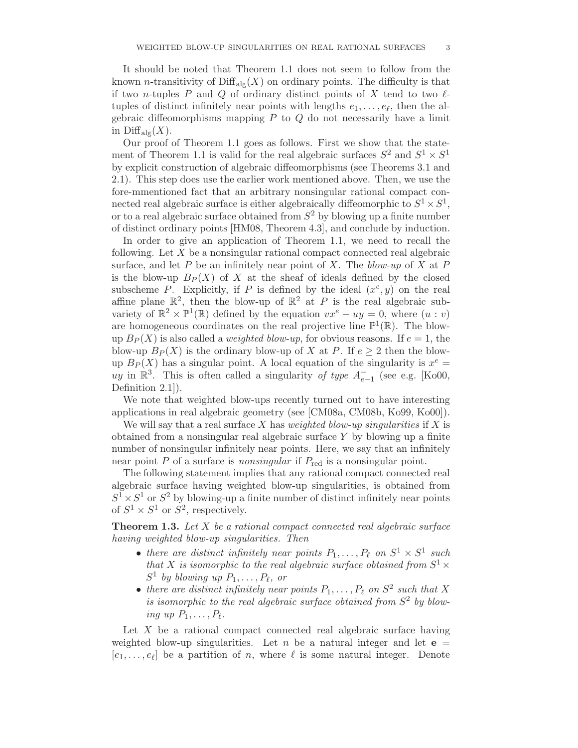It should be noted that Theorem 1.1 does not seem to follow from the known $n$-transitivity of $\mathrm{Diff}_{\mathrm{alg}}(X)$ on ordinary points. The difficulty is that if two $n$-tuples $P$ and $Q$ of ordinary distinct points of $X$ tend to two $\ell$-tuples of distinct infinitely near points with lengths $e_1, \ldots, e_\ell$, then the algebraic diffeomorphisms mapping $P$ to $Q$ do not necessarily have a limit in $\mathrm{Diff}_{\mathrm{alg}}(X)$.

Our proof of Theorem 1.1 goes as follows. First we show that the statement of Theorem 1.1 is valid for the real algebraic surfaces $S^2$ and $S^1 \times S^1$ by explicit construction of algebraic diffeomorphisms (see Theorems 3.1 and 2.1). This step does use the earlier work mentioned above. Then, we use the fore-mmentioned fact that an arbitrary nonsingular rational compact connected real algebraic surface is either algebraically diffeomorphic to $S^1 \times S^1$, or to a real algebraic surface obtained from $S^2$ by blowing up a finite number of distinct ordinary points [HM08, Theorem 4.3], and conclude by induction.

In order to give an application of Theorem 1.1, we need to recall the following. Let $X$ be a nonsingular rational compact connected real algebraic surface, and let $P$ be an infinitely near point of $X$. The *blow-up* of $X$ at $P$ is the blow-up $B_P(X)$ of $X$ at the sheaf of ideals defined by the closed subscheme $P$. Explicitly, if $P$ is defined by the ideal $(x^e, y)$ on the real affine plane $\mathbb{R}^2$, then the blow-up of $\mathbb{R}^2$ at $P$ is the real algebraic subvariety of $\mathbb{R}^2 \times \mathbb{P}^1(\mathbb{R})$ defined by the equation $vx^e - uy = 0$, where $(u : v)$ are homogeneous coordinates on the real projective line $\mathbb{P}^1(\mathbb{R})$. The blow-up $B_P(X)$ is also called a *weighted blow-up*, for obvious reasons. If $e = 1$, the blow-up $B_P(X)$ is the ordinary blow-up of $X$ at $P$. If $e \geq 2$ then the blow-up $B_P(X)$ has a singular point. A local equation of the singularity is $x^e = uy$ in $\mathbb{R}^3$. This is often called a singularity *of type* $A^-_{e-1}$ (see e.g. [Ko00, Definition 2.1]).

We note that weighted blow-ups recently turned out to have interesting applications in real algebraic geometry (see [CM08a, CM08b, Ko99, Ko00]).

We will say that a real surface $X$ has *weighted blow-up singularities* if $X$ is obtained from a nonsingular real algebraic surface $Y$ by blowing up a finite number of nonsingular infinitely near points. Here, we say that an infinitely near point $P$ of a surface is *nonsingular* if $P_{\mathrm{red}}$ is a nonsingular point.

The following statement implies that any rational compact connected real algebraic surface having weighted blow-up singularities, is obtained from $S^1 \times S^1$ or $S^2$ by blowing-up a finite number of distinct infinitely near points of $S^1 \times S^1$ or $S^2$, respectively.

**Theorem 1.3.** *Let $X$ be a rational compact connected real algebraic surface having weighted blow-up singularities. Then*

- *there are distinct infinitely near points $P_1, \ldots, P_\ell$ on $S^1 \times S^1$ such that $X$ is isomorphic to the real algebraic surface obtained from $S^1 \times S^1$ by blowing up $P_1, \ldots, P_\ell$, or*
- *there are distinct infinitely near points $P_1, \ldots, P_\ell$ on $S^2$ such that $X$ is isomorphic to the real algebraic surface obtained from $S^2$ by blowing up $P_1, \ldots, P_\ell$.*

Let $X$ be a rational compact connected real algebraic surface having weighted blow-up singularities. Let $n$ be a natural integer and let $\mathbf{e} = [e_1, \ldots, e_\ell]$ be a partition of $n$, where $\ell$ is some natural integer. Denote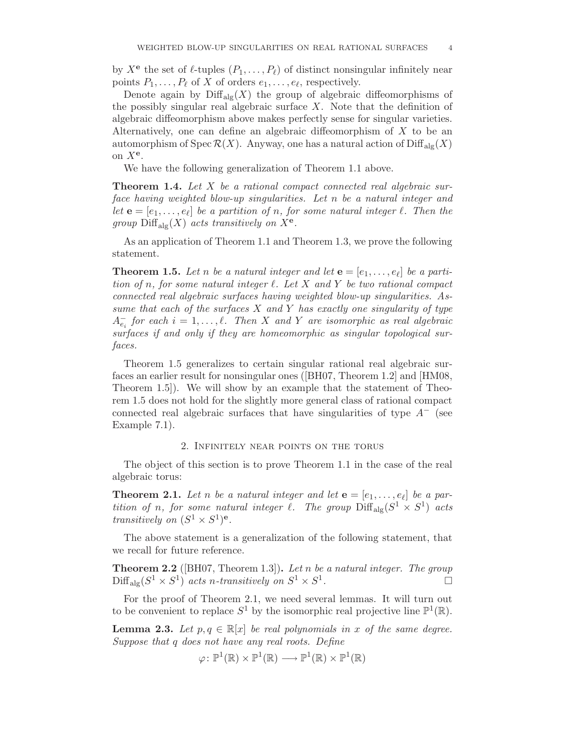by $X^{\mathbf{e}}$ the set of $\ell$-tuples $(P_1, \ldots, P_\ell)$ of distinct nonsingular infinitely near points $P_1, \ldots, P_\ell$ of $X$ of orders $e_1, \ldots, e_\ell$, respectively.

Denote again by $\mathrm{Diff}_{\mathrm{alg}}(X)$ the group of algebraic diffeomorphisms of the possibly singular real algebraic surface $X$. Note that the definition of algebraic diffeomorphism above makes perfectly sense for singular varieties. Alternatively, one can define an algebraic diffeomorphism of $X$ to be an automorphism of $\mathrm{Spec}\,\mathcal{R}(X)$. Anyway, one has a natural action of $\mathrm{Diff}_{\mathrm{alg}}(X)$ on $X^{\mathbf{e}}$.

We have the following generalization of Theorem 1.1 above.

**Theorem 1.4.** *Let $X$ be a rational compact connected real algebraic surface having weighted blow-up singularities. Let $n$ be a natural integer and let $\mathbf{e} = [e_1, \ldots, e_\ell]$ be a partition of $n$, for some natural integer $\ell$. Then the group $\mathrm{Diff}_{\mathrm{alg}}(X)$ acts transitively on $X^{\mathbf{e}}$.*

As an application of Theorem 1.1 and Theorem 1.3, we prove the following statement.

**Theorem 1.5.** *Let $n$ be a natural integer and let $\mathbf{e} = [e_1, \ldots, e_\ell]$ be a partition of $n$, for some natural integer $\ell$. Let $X$ and $Y$ be two rational compact connected real algebraic surfaces having weighted blow-up singularities. Assume that each of the surfaces $X$ and $Y$ has exactly one singularity of type $A^-_{e_i}$ for each $i = 1, \ldots, \ell$. Then $X$ and $Y$ are isomorphic as real algebraic surfaces if and only if they are homeomorphic as singular topological surfaces.*

Theorem 1.5 generalizes to certain singular rational real algebraic surfaces an earlier result for nonsingular ones ([BH07, Theorem 1.2] and [HM08, Theorem 1.5]). We will show by an example that the statement of Theorem 1.5 does not hold for the slightly more general class of rational compact connected real algebraic surfaces that have singularities of type $A^-$ (see Example 7.1).

## 2. Infinitely near points on the torus

The object of this section is to prove Theorem 1.1 in the case of the real algebraic torus:

**Theorem 2.1.** *Let $n$ be a natural integer and let $\mathbf{e} = [e_1, \ldots, e_\ell]$ be a partition of $n$, for some natural integer $\ell$. The group $\mathrm{Diff}_{\mathrm{alg}}(S^1 \times S^1)$ acts transitively on $(S^1 \times S^1)^{\mathbf{e}}$.*

The above statement is a generalization of the following statement, that we recall for future reference.

**Theorem 2.2** ([BH07, Theorem 1.3])**.** *Let $n$ be a natural integer. The group $\mathrm{Diff}_{\mathrm{alg}}(S^1 \times S^1)$ acts $n$-transitively on $S^1 \times S^1$.* □

For the proof of Theorem 2.1, we need several lemmas. It will turn out to be convenient to replace $S^1$ by the isomorphic real projective line $\mathbb{P}^1(\mathbb{R})$.

**Lemma 2.3.** *Let $p, q \in \mathbb{R}[x]$ be real polynomials in $x$ of the same degree. Suppose that $q$ does not have any real roots. Define*

$$\varphi \colon \mathbb{P}^1(\mathbb{R}) \times \mathbb{P}^1(\mathbb{R}) \longrightarrow \mathbb{P}^1(\mathbb{R}) \times \mathbb{P}^1(\mathbb{R})$$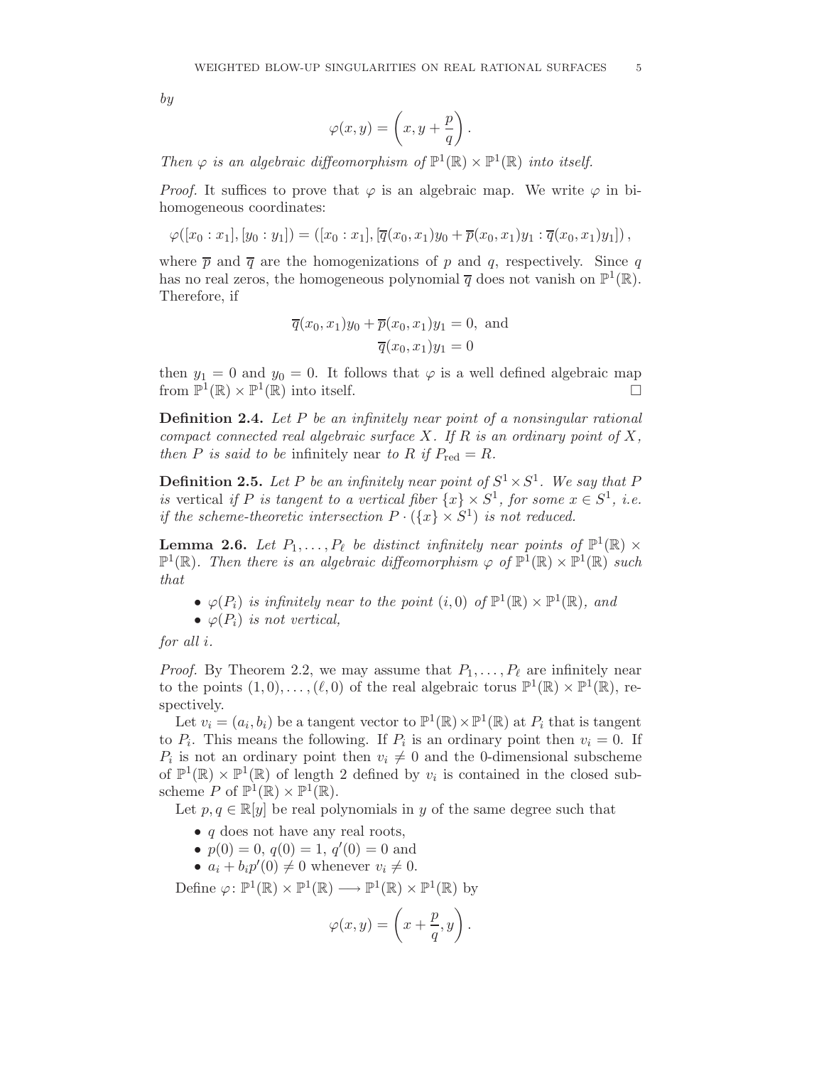*by*

$$\varphi(x,y) = \left(x, y + \frac{p}{q}\right).$$

*Then $\varphi$ is an algebraic diffeomorphism of $\mathbb{P}^1(\mathbb{R}) \times \mathbb{P}^1(\mathbb{R})$ into itself.*

*Proof.* It suffices to prove that $\varphi$ is an algebraic map. We write $\varphi$ in bihomogeneous coordinates:

$$\varphi([x_0 : x_1], [y_0 : y_1]) = ([x_0 : x_1], [\overline{q}(x_0, x_1)y_0 + \overline{p}(x_0, x_1)y_1 : \overline{q}(x_0, x_1)y_1]),$$

where $\overline{p}$ and $\overline{q}$ are the homogenizations of $p$ and $q$, respectively. Since $q$ has no real zeros, the homogeneous polynomial $\overline{q}$ does not vanish on $\mathbb{P}^1(\mathbb{R})$. Therefore, if

$$\overline{q}(x_0, x_1)y_0 + \overline{p}(x_0, x_1)y_1 = 0, \text{ and}$$
$$\overline{q}(x_0, x_1)y_1 = 0$$

then $y_1 = 0$ and $y_0 = 0$. It follows that $\varphi$ is a well defined algebraic map from $\mathbb{P}^1(\mathbb{R}) \times \mathbb{P}^1(\mathbb{R})$ into itself. □

**Definition 2.4.** *Let $P$ be an infinitely near point of a nonsingular rational compact connected real algebraic surface $X$. If $R$ is an ordinary point of $X$, then $P$ is said to be* infinitely near *to $R$ if $P_{\text{red}} = R$.*

**Definition 2.5.** *Let $P$ be an infinitely near point of $S^1 \times S^1$. We say that $P$ is* vertical *if $P$ is tangent to a vertical fiber $\{x\} \times S^1$, for some $x \in S^1$, i.e. if the scheme-theoretic intersection $P \cdot (\{x\} \times S^1)$ is not reduced.*

**Lemma 2.6.** *Let $P_1, \ldots, P_\ell$ be distinct infinitely near points of $\mathbb{P}^1(\mathbb{R}) \times \mathbb{P}^1(\mathbb{R})$. Then there is an algebraic diffeomorphism $\varphi$ of $\mathbb{P}^1(\mathbb{R}) \times \mathbb{P}^1(\mathbb{R})$ such that*

- *$\varphi(P_i)$ is infinitely near to the point $(i, 0)$ of $\mathbb{P}^1(\mathbb{R}) \times \mathbb{P}^1(\mathbb{R})$, and*
- *$\varphi(P_i)$ is not vertical,*

*for all $i$.*

*Proof.* By Theorem 2.2, we may assume that $P_1, \ldots, P_\ell$ are infinitely near to the points $(1, 0), \ldots, (\ell, 0)$ of the real algebraic torus $\mathbb{P}^1(\mathbb{R}) \times \mathbb{P}^1(\mathbb{R})$, respectively.

Let $v_i = (a_i, b_i)$ be a tangent vector to $\mathbb{P}^1(\mathbb{R}) \times \mathbb{P}^1(\mathbb{R})$ at $P_i$ that is tangent to $P_i$. This means the following. If $P_i$ is an ordinary point then $v_i = 0$. If $P_i$ is not an ordinary point then $v_i \neq 0$ and the 0-dimensional subscheme of $\mathbb{P}^1(\mathbb{R}) \times \mathbb{P}^1(\mathbb{R})$ of length 2 defined by $v_i$ is contained in the closed subscheme $P$ of $\mathbb{P}^1(\mathbb{R}) \times \mathbb{P}^1(\mathbb{R})$.

Let $p, q \in \mathbb{R}[y]$ be real polynomials in $y$ of the same degree such that

- $q$ does not have any real roots,
- $p(0) = 0$, $q(0) = 1$, $q'(0) = 0$ and
- $a_i + b_i p'(0) \neq 0$ whenever $v_i \neq 0$.

Define $\varphi \colon \mathbb{P}^1(\mathbb{R}) \times \mathbb{P}^1(\mathbb{R}) \longrightarrow \mathbb{P}^1(\mathbb{R}) \times \mathbb{P}^1(\mathbb{R})$ by

$$\varphi(x,y) = \left(x + \frac{p}{q}, y\right).$$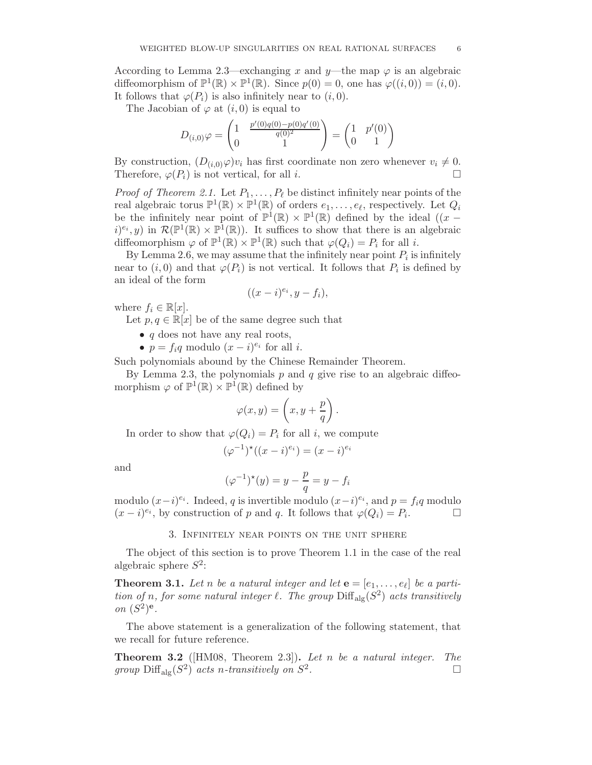According to Lemma 2.3—exchanging $x$ and $y$—the map $\varphi$ is an algebraic diffeomorphism of $\mathbb{P}^1(\mathbb{R}) \times \mathbb{P}^1(\mathbb{R})$. Since $p(0) = 0$, one has $\varphi((i, 0)) = (i, 0)$. It follows that $\varphi(P_i)$ is also infinitely near to $(i, 0)$.

The Jacobian of $\varphi$ at $(i, 0)$ is equal to

$$D_{(i,0)}\varphi = \begin{pmatrix} 1 & \frac{p'(0)q(0)-p(0)q'(0)}{q(0)^2} \\ 0 & 1 \end{pmatrix} = \begin{pmatrix} 1 & p'(0) \\ 0 & 1 \end{pmatrix}$$

By construction, $(D_{(i,0)}\varphi)v_i$ has first coordinate non zero whenever $v_i \neq 0$. Therefore, $\varphi(P_i)$ is not vertical, for all $i$. □

*Proof of Theorem 2.1.* Let $P_1, \ldots, P_\ell$ be distinct infinitely near points of the real algebraic torus $\mathbb{P}^1(\mathbb{R}) \times \mathbb{P}^1(\mathbb{R})$ of orders $e_1, \ldots, e_\ell$, respectively. Let $Q_i$ be the infinitely near point of $\mathbb{P}^1(\mathbb{R}) \times \mathbb{P}^1(\mathbb{R})$ defined by the ideal $((x - i)^{e_i}, y)$ in $\mathcal{R}(\mathbb{P}^1(\mathbb{R}) \times \mathbb{P}^1(\mathbb{R}))$. It suffices to show that there is an algebraic diffeomorphism $\varphi$ of $\mathbb{P}^1(\mathbb{R}) \times \mathbb{P}^1(\mathbb{R})$ such that $\varphi(Q_i) = P_i$ for all $i$.

By Lemma 2.6, we may assume that the infinitely near point $P_i$ is infinitely near to $(i, 0)$ and that $\varphi(P_i)$ is not vertical. It follows that $P_i$ is defined by an ideal of the form

$$((x - i)^{e_i}, y - f_i),$$

where $f_i \in \mathbb{R}[x]$.

Let $p, q \in \mathbb{R}[x]$ be of the same degree such that

- $q$ does not have any real roots,
- $p = f_i q$ modulo $(x - i)^{e_i}$ for all $i$.

Such polynomials abound by the Chinese Remainder Theorem.

By Lemma 2.3, the polynomials $p$ and $q$ give rise to an algebraic diffeomorphism $\varphi$ of $\mathbb{P}^1(\mathbb{R}) \times \mathbb{P}^1(\mathbb{R})$ defined by

$$\varphi(x, y) = \left(x, y + \frac{p}{q}\right).$$

In order to show that $\varphi(Q_i) = P_i$ for all $i$, we compute

$$(\varphi^{-1})^\star((x - i)^{e_i}) = (x - i)^{e_i}$$

and

$$(\varphi^{-1})^\star(y) = y - \frac{p}{q} = y - f_i$$

modulo $(x-i)^{e_i}$. Indeed, $q$ is invertible modulo $(x-i)^{e_i}$, and $p = f_i q$ modulo $(x - i)^{e_i}$, by construction of $p$ and $q$. It follows that $\varphi(Q_i) = P_i$. □

## 3. Infinitely near points on the unit sphere

The object of this section is to prove Theorem 1.1 in the case of the real algebraic sphere $S^2$:

**Theorem 3.1.** *Let $n$ be a natural integer and let $\mathbf{e} = [e_1, \ldots, e_\ell]$ be a partition of $n$, for some natural integer $\ell$. The group $\mathrm{Diff}_{\mathrm{alg}}(S^2)$ acts transitively on $(S^2)^{\mathbf{e}}$.*

The above statement is a generalization of the following statement, that we recall for future reference.

**Theorem 3.2** ([HM08, Theorem 2.3])**.** *Let $n$ be a natural integer. The group $\mathrm{Diff}_{\mathrm{alg}}(S^2)$ acts $n$-transitively on $S^2$.* □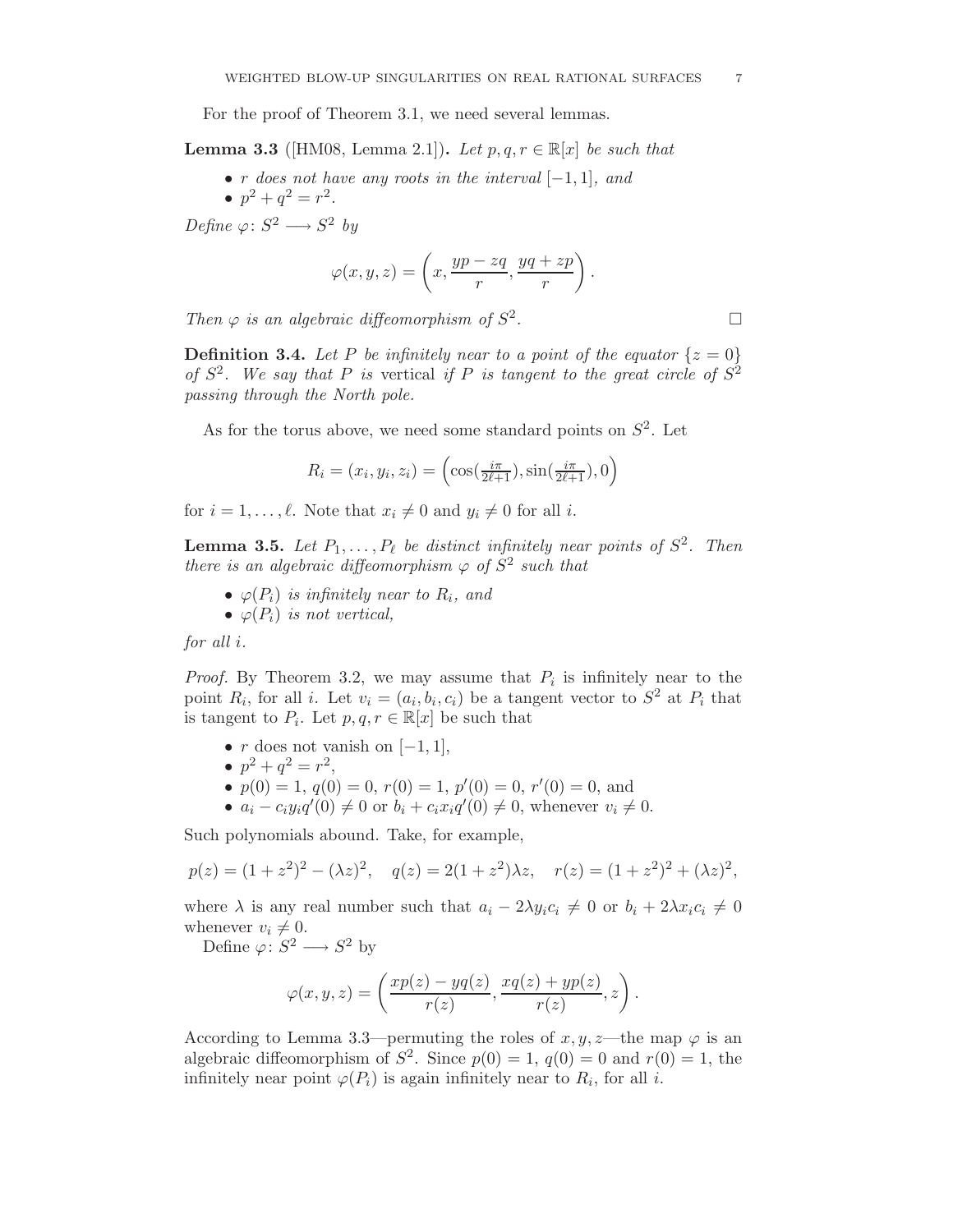For the proof of Theorem 3.1, we need several lemmas.

**Lemma 3.3** ([HM08, Lemma 2.1])**.** *Let $p, q, r \in \mathbb{R}[x]$ be such that*

- *$r$ does not have any roots in the interval $[-1, 1]$, and*
- *$p^2 + q^2 = r^2$.*

*Define $\varphi\colon S^2 \longrightarrow S^2$ by*

$$\varphi(x, y, z) = \left(x, \frac{yp - zq}{r}, \frac{yq + zp}{r}\right).$$

*Then $\varphi$ is an algebraic diffeomorphism of $S^2$.* $\square$

**Definition 3.4.** *Let $P$ be infinitely near to a point of the equator $\{z = 0\}$ of $S^2$. We say that $P$ is* vertical *if $P$ is tangent to the great circle of $S^2$ passing through the North pole.*

As for the torus above, we need some standard points on $S^2$. Let

$$R_i = (x_i, y_i, z_i) = \left(\cos(\tfrac{i\pi}{2\ell+1}), \sin(\tfrac{i\pi}{2\ell+1}), 0\right)$$

for $i = 1, \ldots, \ell$. Note that $x_i \neq 0$ and $y_i \neq 0$ for all $i$.

**Lemma 3.5.** *Let $P_1, \ldots, P_\ell$ be distinct infinitely near points of $S^2$. Then there is an algebraic diffeomorphism $\varphi$ of $S^2$ such that*

- *$\varphi(P_i)$ is infinitely near to $R_i$, and*
- *$\varphi(P_i)$ is not vertical,*

*for all $i$.*

*Proof.* By Theorem 3.2, we may assume that $P_i$ is infinitely near to the point $R_i$, for all $i$. Let $v_i = (a_i, b_i, c_i)$ be a tangent vector to $S^2$ at $P_i$ that is tangent to $P_i$. Let $p, q, r \in \mathbb{R}[x]$ be such that

- $r$ does not vanish on $[-1, 1]$,
- $p^2 + q^2 = r^2$,
- $p(0) = 1$, $q(0) = 0$, $r(0) = 1$, $p'(0) = 0$, $r'(0) = 0$, and
- $a_i - c_i y_i q'(0) \neq 0$ or $b_i + c_i x_i q'(0) \neq 0$, whenever $v_i \neq 0$.

Such polynomials abound. Take, for example,

$$p(z) = (1 + z^2)^2 - (\lambda z)^2, \quad q(z) = 2(1 + z^2)\lambda z, \quad r(z) = (1 + z^2)^2 + (\lambda z)^2,$$

where $\lambda$ is any real number such that $a_i - 2\lambda y_i c_i \neq 0$ or $b_i + 2\lambda x_i c_i \neq 0$ whenever $v_i \neq 0$.

Define $\varphi\colon S^2 \longrightarrow S^2$ by

$$\varphi(x, y, z) = \left(\frac{xp(z) - yq(z)}{r(z)}, \frac{xq(z) + yp(z)}{r(z)}, z\right).$$

According to Lemma 3.3—permuting the roles of $x, y, z$—the map $\varphi$ is an algebraic diffeomorphism of $S^2$. Since $p(0) = 1$, $q(0) = 0$ and $r(0) = 1$, the infinitely near point $\varphi(P_i)$ is again infinitely near to $R_i$, for all $i$.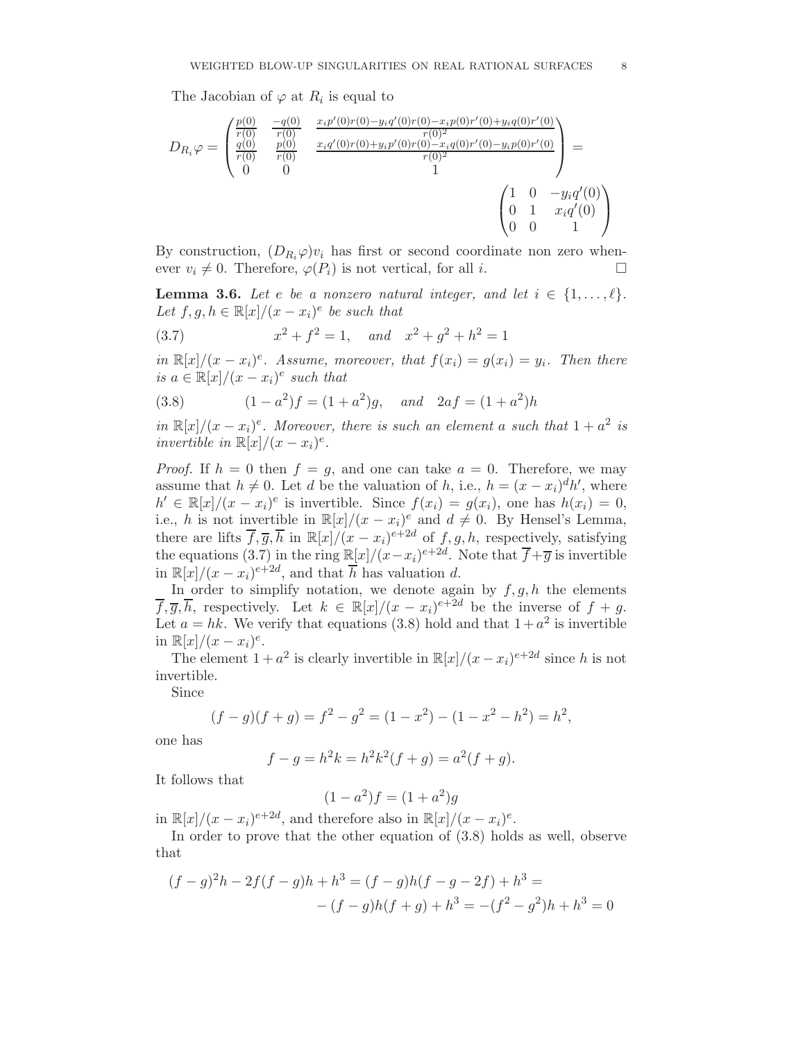The Jacobian of $\varphi$ at $R_i$ is equal to

$$D_{R_i}\varphi = \begin{pmatrix} \frac{p(0)}{r(0)} & \frac{-q(0)}{r(0)} & \frac{x_ip'(0)r(0)-y_iq'(0)r(0)-x_ip(0)r'(0)+y_iq(0)r'(0)}{r(0)^2} \\ \frac{q(0)}{r(0)} & \frac{p(0)}{r(0)} & \frac{x_iq'(0)r(0)+y_ip'(0)r(0)-x_iq(0)r'(0)-y_ip(0)r'(0)}{r(0)^2} \\ 0 & 0 & 1 \end{pmatrix} = \begin{pmatrix} 1 & 0 & -y_iq'(0) \\ 0 & 1 & x_iq'(0) \\ 0 & 0 & 1 \end{pmatrix}$$

By construction, $(D_{R_i}\varphi)v_i$ has first or second coordinate non zero whenever $v_i \neq 0$. Therefore, $\varphi(P_i)$ is not vertical, for all $i$. □

**Lemma 3.6.** *Let $e$ be a nonzero natural integer, and let $i \in \{1, \dots, \ell\}$. Let $f, g, h \in \mathbb{R}[x]/(x - x_i)^e$ be such that*

$$x^2 + f^2 = 1, \quad \text{and} \quad x^2 + g^2 + h^2 = 1 \tag{3.7}$$

*in $\mathbb{R}[x]/(x - x_i)^e$. Assume, moreover, that $f(x_i) = g(x_i) = y_i$. Then there is $a \in \mathbb{R}[x]/(x - x_i)^e$ such that*

$$(1 - a^2)f = (1 + a^2)g, \quad \text{and} \quad 2af = (1 + a^2)h \tag{3.8}$$

*in $\mathbb{R}[x]/(x - x_i)^e$. Moreover, there is such an element $a$ such that $1 + a^2$ is invertible in $\mathbb{R}[x]/(x - x_i)^e$.*

*Proof.* If $h = 0$ then $f = g$, and one can take $a = 0$. Therefore, we may assume that $h \neq 0$. Let $d$ be the valuation of $h$, i.e., $h = (x - x_i)^d h'$, where $h' \in \mathbb{R}[x]/(x - x_i)^e$ is invertible. Since $f(x_i) = g(x_i)$, one has $h(x_i) = 0$, i.e., $h$ is not invertible in $\mathbb{R}[x]/(x - x_i)^e$ and $d \neq 0$. By Hensel's Lemma, there are lifts $\overline{f}, \overline{g}, \overline{h}$ in $\mathbb{R}[x]/(x - x_i)^{e+2d}$ of $f, g, h$, respectively, satisfying the equations (3.7) in the ring $\mathbb{R}[x]/(x - x_i)^{e+2d}$. Note that $\overline{f} + \overline{g}$ is invertible in $\mathbb{R}[x]/(x - x_i)^{e+2d}$, and that $\overline{h}$ has valuation $d$.

In order to simplify notation, we denote again by $f, g, h$ the elements $\overline{f}, \overline{g}, \overline{h}$, respectively. Let $k \in \mathbb{R}[x]/(x - x_i)^{e+2d}$ be the inverse of $f + g$. Let $a = hk$. We verify that equations (3.8) hold and that $1 + a^2$ is invertible in $\mathbb{R}[x]/(x - x_i)^e$.

The element $1 + a^2$ is clearly invertible in $\mathbb{R}[x]/(x - x_i)^{e+2d}$ since $h$ is not invertible.

Since

$$(f - g)(f + g) = f^2 - g^2 = (1 - x^2) - (1 - x^2 - h^2) = h^2,$$

one has

$$f - g = h^2k = h^2k^2(f + g) = a^2(f + g).$$

It follows that

$$(1 - a^2)f = (1 + a^2)g$$

in $\mathbb{R}[x]/(x - x_i)^{e+2d}$, and therefore also in $\mathbb{R}[x]/(x - x_i)^e$.

In order to prove that the other equation of (3.8) holds as well, observe that

$$\begin{aligned}(f - g)^2h - 2f(f - g)h + h^3 &= (f - g)h(f - g - 2f) + h^3 = \\ &- (f - g)h(f + g) + h^3 = -(f^2 - g^2)h + h^3 = 0\end{aligned}$$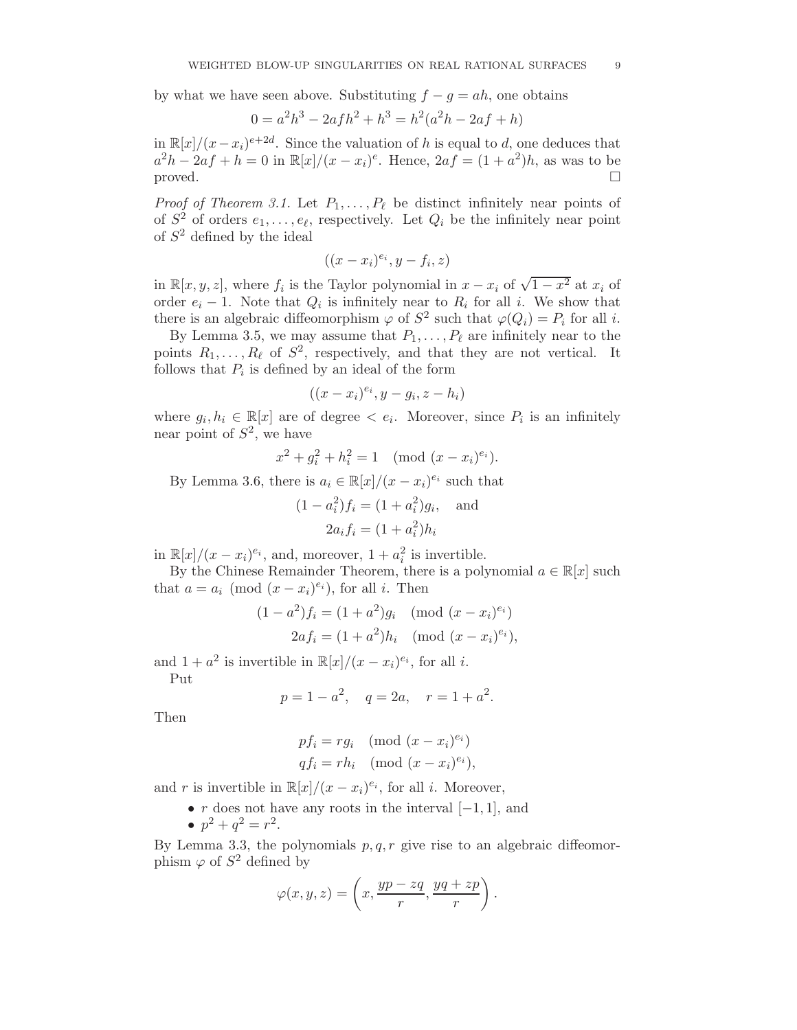by what we have seen above. Substituting $f - g = ah$, one obtains

$$0 = a^2h^3 - 2afh^2 + h^3 = h^2(a^2h - 2af + h)$$

in $\mathbb{R}[x]/(x-x_i)^{e+2d}$. Since the valuation of $h$ is equal to $d$, one deduces that $a^2h - 2af + h = 0$ in $\mathbb{R}[x]/(x-x_i)^e$. Hence, $2af = (1+a^2)h$, as was to be proved. □

*Proof of Theorem 3.1.* Let $P_1, \ldots, P_\ell$ be distinct infinitely near points of of $S^2$ of orders $e_1, \ldots, e_\ell$, respectively. Let $Q_i$ be the infinitely near point of $S^2$ defined by the ideal

$$((x-x_i)^{e_i}, y - f_i, z)$$

in $\mathbb{R}[x, y, z]$, where $f_i$ is the Taylor polynomial in $x - x_i$ of $\sqrt{1-x^2}$ at $x_i$ of order $e_i - 1$. Note that $Q_i$ is infinitely near to $R_i$ for all $i$. We show that there is an algebraic diffeomorphism $\varphi$ of $S^2$ such that $\varphi(Q_i) = P_i$ for all $i$.

By Lemma 3.5, we may assume that $P_1, \ldots, P_\ell$ are infinitely near to the points $R_1, \ldots, R_\ell$ of $S^2$, respectively, and that they are not vertical. It follows that $P_i$ is defined by an ideal of the form

$$((x-x_i)^{e_i}, y - g_i, z - h_i)$$

where $g_i, h_i \in \mathbb{R}[x]$ are of degree $< e_i$. Moreover, since $P_i$ is an infinitely near point of $S^2$, we have

$$x^2 + g_i^2 + h_i^2 = 1 \pmod{(x-x_i)^{e_i}}.$$

By Lemma 3.6, there is $a_i \in \mathbb{R}[x]/(x-x_i)^{e_i}$ such that

$$(1-a_i^2)f_i = (1+a_i^2)g_i, \quad \text{and}$$
$$2a_if_i = (1+a_i^2)h_i$$

in $\mathbb{R}[x]/(x-x_i)^{e_i}$, and, moreover, $1 + a_i^2$ is invertible.

By the Chinese Remainder Theorem, there is a polynomial $a \in \mathbb{R}[x]$ such that $a = a_i \pmod{(x-x_i)^{e_i}}$, for all $i$. Then

$$(1-a^2)f_i = (1+a^2)g_i \pmod{(x-x_i)^{e_i}}$$
$$2af_i = (1+a^2)h_i \pmod{(x-x_i)^{e_i}},$$

and $1 + a^2$ is invertible in $\mathbb{R}[x]/(x-x_i)^{e_i}$, for all $i$.

Put

$$p = 1 - a^2, \quad q = 2a, \quad r = 1 + a^2.$$

Then

$$pf_i = rg_i \pmod{(x-x_i)^{e_i}}$$
$$qf_i = rh_i \pmod{(x-x_i)^{e_i}},$$

and $r$ is invertible in $\mathbb{R}[x]/(x-x_i)^{e_i}$, for all $i$. Moreover,

- $r$ does not have any roots in the interval $[-1, 1]$, and
- $p^2 + q^2 = r^2$.

By Lemma 3.3, the polynomials $p, q, r$ give rise to an algebraic diffeomorphism $\varphi$ of $S^2$ defined by

$$\varphi(x, y, z) = \left(x, \frac{yp - zq}{r}, \frac{yq + zp}{r}\right).$$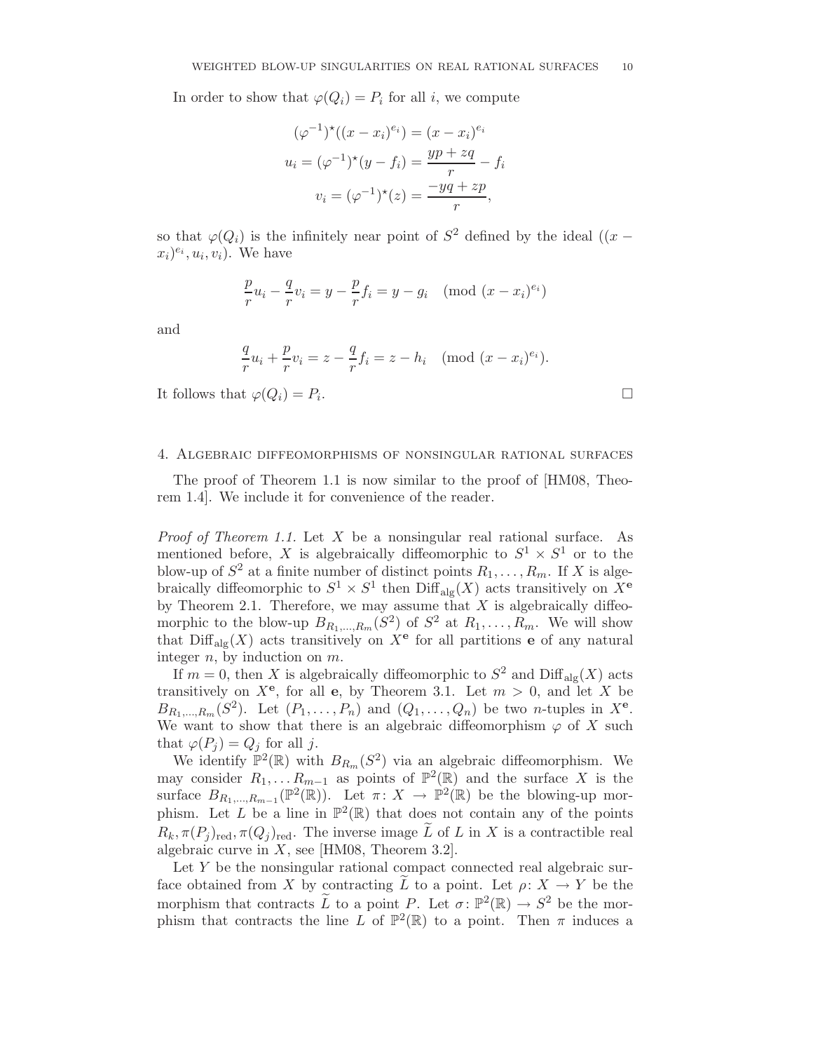In order to show that $\varphi(Q_i) = P_i$ for all $i$, we compute

$$(\varphi^{-1})^\star((x-x_i)^{e_i}) = (x-x_i)^{e_i}$$
$$u_i = (\varphi^{-1})^\star(y - f_i) = \frac{yp+zq}{r} - f_i$$
$$v_i = (\varphi^{-1})^\star(z) = \frac{-yq+zp}{r},$$

so that $\varphi(Q_i)$ is the infinitely near point of $S^2$ defined by the ideal $((x-x_i)^{e_i}, u_i, v_i)$. We have

$$\frac{p}{r}u_i - \frac{q}{r}v_i = y - \frac{p}{r}f_i = y - g_i \pmod{(x-x_i)^{e_i}}$$

and

$$\frac{q}{r}u_i + \frac{p}{r}v_i = z - \frac{q}{r}f_i = z - h_i \pmod{(x-x_i)^{e_i}}.$$

It follows that $\varphi(Q_i) = P_i$. □

## 4. Algebraic diffeomorphisms of nonsingular rational surfaces

The proof of Theorem 1.1 is now similar to the proof of [HM08, Theorem 1.4]. We include it for convenience of the reader.

*Proof of Theorem 1.1.* Let $X$ be a nonsingular real rational surface. As mentioned before, $X$ is algebraically diffeomorphic to $S^1 \times S^1$ or to the blow-up of $S^2$ at a finite number of distinct points $R_1, \ldots, R_m$. If $X$ is algebraically diffeomorphic to $S^1 \times S^1$ then $\mathrm{Diff}_{\mathrm{alg}}(X)$ acts transitively on $X^{\mathbf{e}}$ by Theorem 2.1. Therefore, we may assume that $X$ is algebraically diffeomorphic to the blow-up $B_{R_1,\ldots,R_m}(S^2)$ of $S^2$ at $R_1, \ldots, R_m$. We will show that $\mathrm{Diff}_{\mathrm{alg}}(X)$ acts transitively on $X^{\mathbf{e}}$ for all partitions $\mathbf{e}$ of any natural integer $n$, by induction on $m$.

If $m = 0$, then $X$ is algebraically diffeomorphic to $S^2$ and $\mathrm{Diff}_{\mathrm{alg}}(X)$ acts transitively on $X^{\mathbf{e}}$, for all $\mathbf{e}$, by Theorem 3.1. Let $m > 0$, and let $X$ be $B_{R_1,\ldots,R_m}(S^2)$. Let $(P_1, \ldots, P_n)$ and $(Q_1, \ldots, Q_n)$ be two $n$-tuples in $X^{\mathbf{e}}$. We want to show that there is an algebraic diffeomorphism $\varphi$ of $X$ such that $\varphi(P_j) = Q_j$ for all $j$.

We identify $\mathbb{P}^2(\mathbb{R})$ with $B_{R_m}(S^2)$ via an algebraic diffeomorphism. We may consider $R_1, \ldots R_{m-1}$ as points of $\mathbb{P}^2(\mathbb{R})$ and the surface $X$ is the surface $B_{R_1,\ldots,R_{m-1}}(\mathbb{P}^2(\mathbb{R}))$. Let $\pi\colon X \to \mathbb{P}^2(\mathbb{R})$ be the blowing-up morphism. Let $L$ be a line in $\mathbb{P}^2(\mathbb{R})$ that does not contain any of the points $R_k, \pi(P_j)_{\mathrm{red}}, \pi(Q_j)_{\mathrm{red}}$. The inverse image $\widetilde{L}$ of $L$ in $X$ is a contractible real algebraic curve in $X$, see [HM08, Theorem 3.2].

Let $Y$ be the nonsingular rational compact connected real algebraic surface obtained from $X$ by contracting $\widetilde{L}$ to a point. Let $\rho\colon X \to Y$ be the morphism that contracts $\widetilde{L}$ to a point $P$. Let $\sigma\colon \mathbb{P}^2(\mathbb{R}) \to S^2$ be the morphism that contracts the line $L$ of $\mathbb{P}^2(\mathbb{R})$ to a point. Then $\pi$ induces a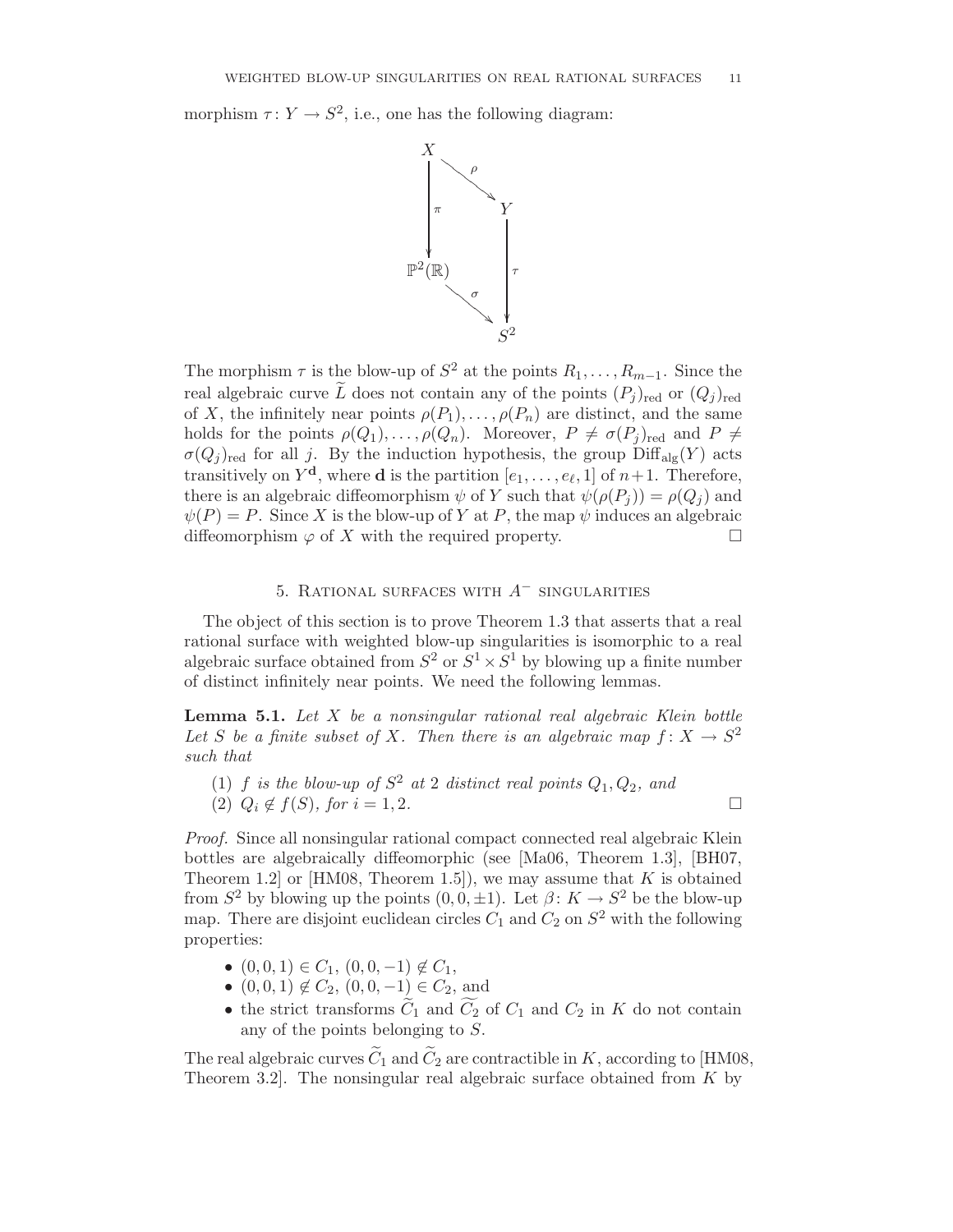morphism $\tau\colon Y \to S^2$, i.e., one has the following diagram:

$$
\begin{array}{ccc}
X & & \\
\downarrow \pi & \searrow \rho & \\
 & & Y \\
\mathbb{P}^2(\mathbb{R}) & & \downarrow \tau \\
 & \searrow \sigma & \\
 & & S^2
\end{array}
$$

The morphism $\tau$ is the blow-up of $S^2$ at the points $R_1, \ldots, R_{m-1}$. Since the real algebraic curve $\widetilde{L}$ does not contain any of the points $(P_j)_{\mathrm{red}}$ or $(Q_j)_{\mathrm{red}}$ of $X$, the infinitely near points $\rho(P_1), \ldots, \rho(P_n)$ are distinct, and the same holds for the points $\rho(Q_1), \ldots, \rho(Q_n)$. Moreover, $P \neq \sigma(P_j)_{\mathrm{red}}$ and $P \neq \sigma(Q_j)_{\mathrm{red}}$ for all $j$. By the induction hypothesis, the group $\mathrm{Diff}_{\mathrm{alg}}(Y)$ acts transitively on $Y^{\mathbf{d}}$, where $\mathbf{d}$ is the partition $[e_1, \ldots, e_\ell, 1]$ of $n+1$. Therefore, there is an algebraic diffeomorphism $\psi$ of $Y$ such that $\psi(\rho(P_j)) = \rho(Q_j)$ and $\psi(P) = P$. Since $X$ is the blow-up of $Y$ at $P$, the map $\psi$ induces an algebraic diffeomorphism $\varphi$ of $X$ with the required property. □

## 5. Rational surfaces with $A^-$ singularities

The object of this section is to prove Theorem 1.3 that asserts that a real rational surface with weighted blow-up singularities is isomorphic to a real algebraic surface obtained from $S^2$ or $S^1 \times S^1$ by blowing up a finite number of distinct infinitely near points. We need the following lemmas.

**Lemma 5.1.** *Let $X$ be a nonsingular rational real algebraic Klein bottle Let $S$ be a finite subset of $X$. Then there is an algebraic map $f\colon X \to S^2$ such that*

1. *$f$ is the blow-up of $S^2$ at 2 distinct real points $Q_1, Q_2$, and*
2. *$Q_i \notin f(S)$, for $i = 1, 2$.* □

*Proof.* Since all nonsingular rational compact connected real algebraic Klein bottles are algebraically diffeomorphic (see [Ma06, Theorem 1.3], [BH07, Theorem 1.2] or [HM08, Theorem 1.5]), we may assume that $K$ is obtained from $S^2$ by blowing up the points $(0, 0, \pm 1)$. Let $\beta\colon K \to S^2$ be the blow-up map. There are disjoint euclidean circles $C_1$ and $C_2$ on $S^2$ with the following properties:

- $(0, 0, 1) \in C_1$, $(0, 0, -1) \notin C_1$,
- $(0, 0, 1) \notin C_2$, $(0, 0, -1) \in C_2$, and
- the strict transforms $\widetilde{C_1}$ and $\widetilde{C_2}$ of $C_1$ and $C_2$ in $K$ do not contain any of the points belonging to $S$.

The real algebraic curves $\widetilde{C_1}$ and $\widetilde{C_2}$ are contractible in $K$, according to [HM08, Theorem 3.2]. The nonsingular real algebraic surface obtained from $K$ by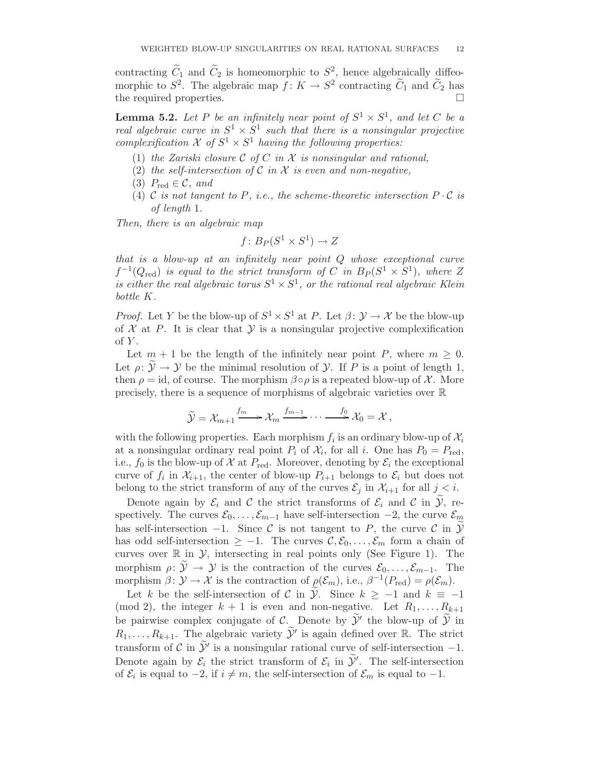contracting $\widetilde{C}_1$ and $\widetilde{C}_2$ is homeomorphic to $S^2$, hence algebraically diffeomorphic to $S^2$. The algebraic map $f\colon K \to S^2$ contracting $\widetilde{C}_1$ and $\widetilde{C}_2$ has the required properties. $\square$

**Lemma 5.2.** *Let $P$ be an infinitely near point of $S^1 \times S^1$, and let $C$ be a real algebraic curve in $S^1 \times S^1$ such that there is a nonsingular projective complexification $\mathcal{X}$ of $S^1 \times S^1$ having the following properties:*

1. *the Zariski closure $\mathcal{C}$ of $C$ in $\mathcal{X}$ is nonsingular and rational,*
2. *the self-intersection of $\mathcal{C}$ in $\mathcal{X}$ is even and non-negative,*
3. *$P_{\mathrm{red}} \in \mathcal{C}$, and*
4. *$\mathcal{C}$ is not tangent to $P$, i.e., the scheme-theoretic intersection $P \cdot \mathcal{C}$ is of length 1.*

*Then, there is an algebraic map*

$$f\colon B_P(S^1 \times S^1) \to Z$$

*that is a blow-up at an infinitely near point $Q$ whose exceptional curve $f^{-1}(Q_{\mathrm{red}})$ is equal to the strict transform of $C$ in $B_P(S^1 \times S^1)$, where $Z$ is either the real algebraic torus $S^1 \times S^1$, or the rational real algebraic Klein bottle $K$.*

*Proof.* Let $Y$ be the blow-up of $S^1 \times S^1$ at $P$. Let $\beta\colon \mathcal{Y} \to \mathcal{X}$ be the blow-up of $\mathcal{X}$ at $P$. It is clear that $\mathcal{Y}$ is a nonsingular projective complexification of $Y$.

Let $m + 1$ be the length of the infinitely near point $P$, where $m \geq 0$. Let $\rho\colon \widetilde{\mathcal{Y}} \to \mathcal{Y}$ be the minimal resolution of $\mathcal{Y}$. If $P$ is a point of length 1, then $\rho = \mathrm{id}$, of course. The morphism $\beta \circ \rho$ is a repeated blow-up of $\mathcal{X}$. More precisely, there is a sequence of morphisms of algebraic varieties over $\mathbb{R}$

$$\widetilde{\mathcal{Y}} = \mathcal{X}_{m+1} \xrightarrow{f_m} \mathcal{X}_m \xrightarrow{f_{m-1}} \cdots \xrightarrow{f_0} \mathcal{X}_0 = \mathcal{X}\,,$$

with the following properties. Each morphism $f_i$ is an ordinary blow-up of $\mathcal{X}_i$ at a nonsingular ordinary real point $P_i$ of $\mathcal{X}_i$, for all $i$. One has $P_0 = P_{\mathrm{red}}$, i.e., $f_0$ is the blow-up of $\mathcal{X}$ at $P_{\mathrm{red}}$. Moreover, denoting by $\mathcal{E}_i$ the exceptional curve of $f_i$ in $\mathcal{X}_{i+1}$, the center of blow-up $P_{i+1}$ belongs to $\mathcal{E}_i$ but does not belong to the strict transform of any of the curves $\mathcal{E}_j$ in $\mathcal{X}_{i+1}$ for all $j < i$.

Denote again by $\mathcal{E}_i$ and $\mathcal{C}$ the strict transforms of $\mathcal{E}_i$ and $\mathcal{C}$ in $\widetilde{\mathcal{Y}}$, respectively. The curves $\mathcal{E}_0, \ldots, \mathcal{E}_{m-1}$ have self-intersection $-2$, the curve $\mathcal{E}_m$ has self-intersection $-1$. Since $\mathcal{C}$ is not tangent to $P$, the curve $\mathcal{C}$ in $\widetilde{\mathcal{Y}}$ has odd self-intersection $\geq -1$. The curves $\mathcal{C}, \mathcal{E}_0, \ldots, \mathcal{E}_m$ form a chain of curves over $\mathbb{R}$ in $\mathcal{Y}$, intersecting in real points only (See Figure 1). The morphism $\rho\colon \widetilde{\mathcal{Y}} \to \mathcal{Y}$ is the contraction of the curves $\mathcal{E}_0, \ldots, \mathcal{E}_{m-1}$. The morphism $\beta\colon \mathcal{Y} \to \mathcal{X}$ is the contraction of $\rho(\mathcal{E}_m)$, i.e., $\beta^{-1}(P_{\mathrm{red}}) = \rho(\mathcal{E}_m)$.

Let $k$ be the self-intersection of $\mathcal{C}$ in $\widetilde{\mathcal{Y}}$. Since $k \geq -1$ and $k \equiv -1 \pmod 2$, the integer $k + 1$ is even and non-negative. Let $R_1, \ldots, R_{k+1}$ be pairwise complex conjugate of $\mathcal{C}$. Denote by $\widetilde{\mathcal{Y}}'$ the blow-up of $\widetilde{\mathcal{Y}}$ in $R_1, \ldots, R_{k+1}$. The algebraic variety $\widetilde{\mathcal{Y}}'$ is again defined over $\mathbb{R}$. The strict transform of $\mathcal{C}$ in $\widetilde{\mathcal{Y}}'$ is a nonsingular rational curve of self-intersection $-1$. Denote again by $\mathcal{E}_i$ the strict transform of $\mathcal{E}_i$ in $\widetilde{\mathcal{Y}}'$. The self-intersection of $\mathcal{E}_i$ is equal to $-2$, if $i \neq m$, the self-intersection of $\mathcal{E}_m$ is equal to $-1$.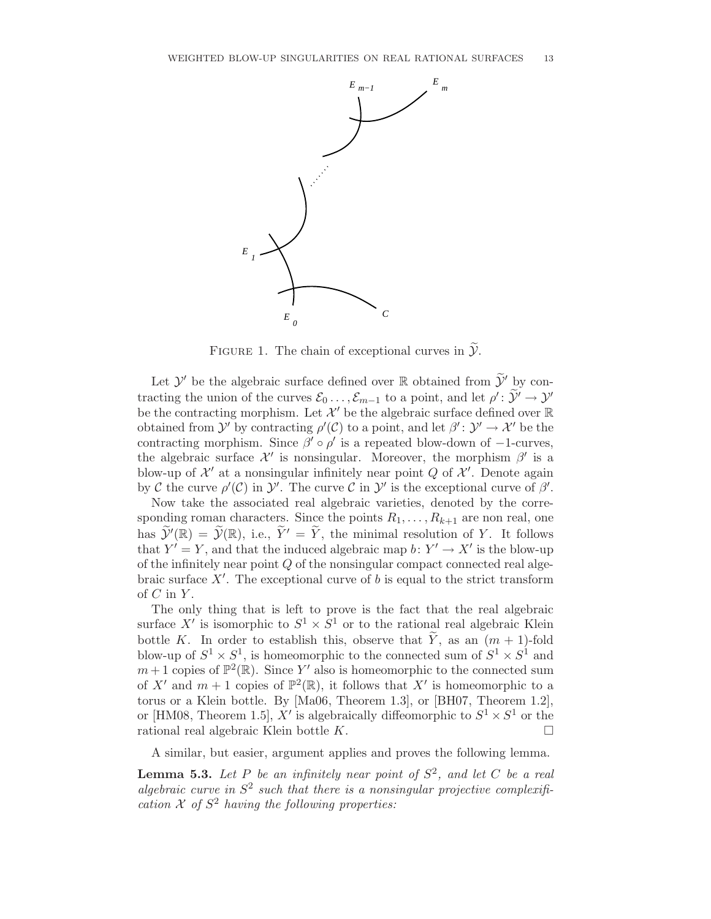FIGURE 1. The chain of exceptional curves in $\widetilde{\mathcal{Y}}$.

Let $\mathcal{Y}'$ be the algebraic surface defined over $\mathbb{R}$ obtained from $\widetilde{\mathcal{Y}}'$ by contracting the union of the curves $\mathcal{E}_0 \ldots, \mathcal{E}_{m-1}$ to a point, and let $\rho' \colon \widetilde{\mathcal{Y}}' \to \mathcal{Y}'$ be the contracting morphism. Let $\mathcal{X}'$ be the algebraic surface defined over $\mathbb{R}$ obtained from $\mathcal{Y}'$ by contracting $\rho'(\mathcal{C})$ to a point, and let $\beta' \colon \mathcal{Y}' \to \mathcal{X}'$ be the contracting morphism. Since $\beta' \circ \rho'$ is a repeated blow-down of $-1$-curves, the algebraic surface $\mathcal{X}'$ is nonsingular. Moreover, the morphism $\beta'$ is a blow-up of $\mathcal{X}'$ at a nonsingular infinitely near point $Q$ of $\mathcal{X}'$. Denote again by $\mathcal{C}$ the curve $\rho'(\mathcal{C})$ in $\mathcal{Y}'$. The curve $\mathcal{C}$ in $\mathcal{Y}'$ is the exceptional curve of $\beta'$.

Now take the associated real algebraic varieties, denoted by the corresponding roman characters. Since the points $R_1, \ldots, R_{k+1}$ are non real, one has $\widetilde{\mathcal{Y}}'(\mathbb{R}) = \widetilde{\mathcal{Y}}(\mathbb{R})$, i.e., $\widetilde{Y}' = \widetilde{Y}$, the minimal resolution of $Y$. It follows that $Y' = Y$, and that the induced algebraic map $b \colon Y' \to X'$ is the blow-up of the infinitely near point $Q$ of the nonsingular compact connected real algebraic surface $X'$. The exceptional curve of $b$ is equal to the strict transform of $C$ in $Y$.

The only thing that is left to prove is the fact that the real algebraic surface $X'$ is isomorphic to $S^1 \times S^1$ or to the rational real algebraic Klein bottle $K$. In order to establish this, observe that $\widetilde{Y}$, as an $(m+1)$-fold blow-up of $S^1 \times S^1$, is homeomorphic to the connected sum of $S^1 \times S^1$ and $m+1$ copies of $\mathbb{P}^2(\mathbb{R})$. Since $Y'$ also is homeomorphic to the connected sum of $X'$ and $m+1$ copies of $\mathbb{P}^2(\mathbb{R})$, it follows that $X'$ is homeomorphic to a torus or a Klein bottle. By [Ma06, Theorem 1.3], or [BH07, Theorem 1.2], or [HM08, Theorem 1.5], $X'$ is algebraically diffeomorphic to $S^1 \times S^1$ or the rational real algebraic Klein bottle $K$. □

A similar, but easier, argument applies and proves the following lemma.

**Lemma 5.3.** *Let $P$ be an infinitely near point of $S^2$, and let $C$ be a real algebraic curve in $S^2$ such that there is a nonsingular projective complexification $\mathcal{X}$ of $S^2$ having the following properties:*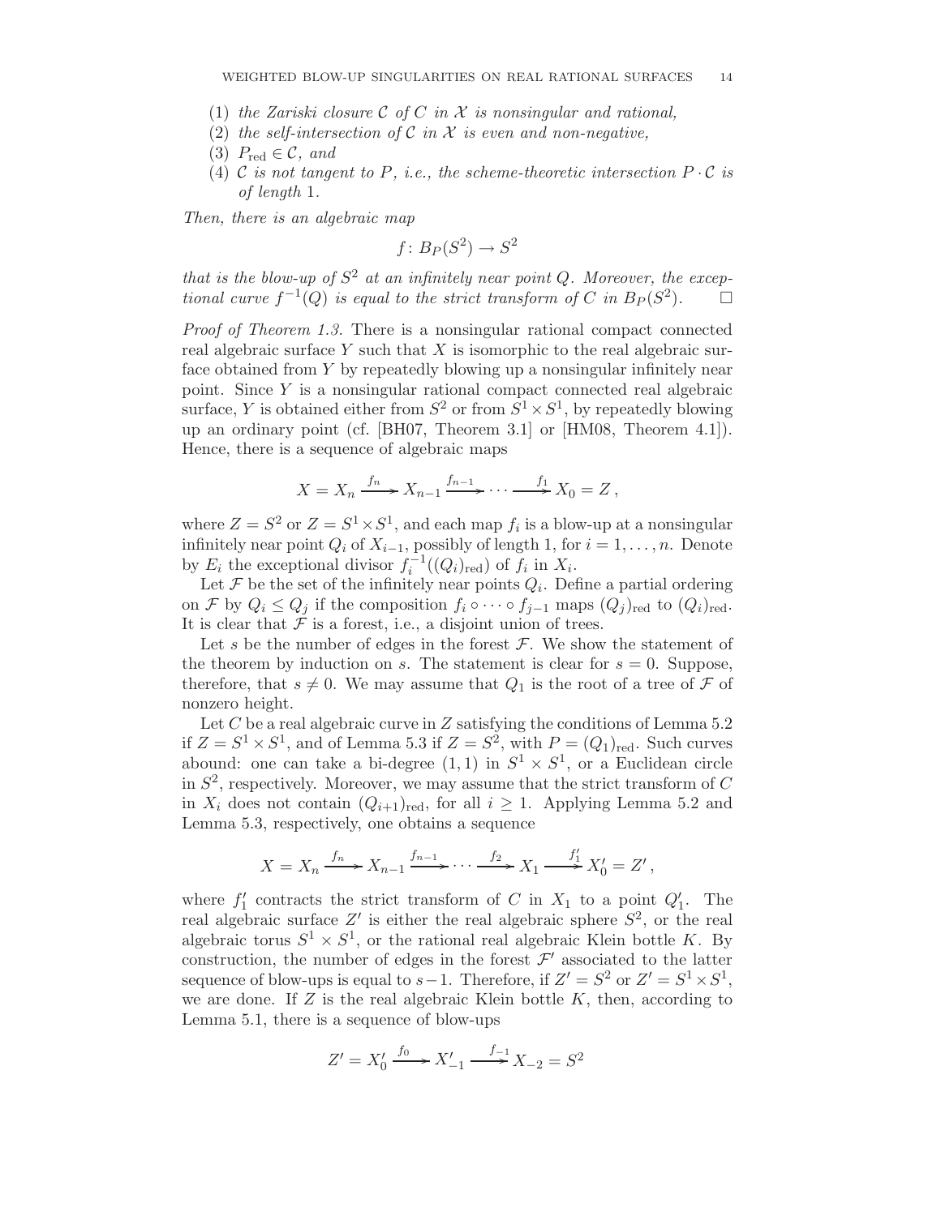(1) *the Zariski closure $\mathcal{C}$ of $C$ in $\mathcal{X}$ is nonsingular and rational,*
(2) *the self-intersection of $\mathcal{C}$ in $\mathcal{X}$ is even and non-negative,*
(3) $P_{\mathrm{red}} \in \mathcal{C}$*, and*
(4) $\mathcal{C}$ *is not tangent to $P$, i.e., the scheme-theoretic intersection $P \cdot \mathcal{C}$ is of length* 1.

*Then, there is an algebraic map*

$$f\colon B_P(S^2) \to S^2$$

*that is the blow-up of $S^2$ at an infinitely near point $Q$. Moreover, the exceptional curve $f^{-1}(Q)$ is equal to the strict transform of $C$ in $B_P(S^2)$.* □

*Proof of Theorem 1.3.* There is a nonsingular rational compact connected real algebraic surface $Y$ such that $X$ is isomorphic to the real algebraic surface obtained from $Y$ by repeatedly blowing up a nonsingular infinitely near point. Since $Y$ is a nonsingular rational compact connected real algebraic surface, $Y$ is obtained either from $S^2$ or from $S^1 \times S^1$, by repeatedly blowing up an ordinary point (cf. [BH07, Theorem 3.1] or [HM08, Theorem 4.1]). Hence, there is a sequence of algebraic maps

$$X = X_n \xrightarrow{f_n} X_{n-1} \xrightarrow{f_{n-1}} \cdots \xrightarrow{f_1} X_0 = Z\,,$$

where $Z = S^2$ or $Z = S^1 \times S^1$, and each map $f_i$ is a blow-up at a nonsingular infinitely near point $Q_i$ of $X_{i-1}$, possibly of length 1, for $i = 1, \ldots, n$. Denote by $E_i$ the exceptional divisor $f_i^{-1}((Q_i)_{\mathrm{red}})$ of $f_i$ in $X_i$.

Let $\mathcal{F}$ be the set of the infinitely near points $Q_i$. Define a partial ordering on $\mathcal{F}$ by $Q_i \leq Q_j$ if the composition $f_i \circ \cdots \circ f_{j-1}$ maps $(Q_j)_{\mathrm{red}}$ to $(Q_i)_{\mathrm{red}}$. It is clear that $\mathcal{F}$ is a forest, i.e., a disjoint union of trees.

Let $s$ be the number of edges in the forest $\mathcal{F}$. We show the statement of the theorem by induction on $s$. The statement is clear for $s = 0$. Suppose, therefore, that $s \neq 0$. We may assume that $Q_1$ is the root of a tree of $\mathcal{F}$ of nonzero height.

Let $C$ be a real algebraic curve in $Z$ satisfying the conditions of Lemma 5.2 if $Z = S^1 \times S^1$, and of Lemma 5.3 if $Z = S^2$, with $P = (Q_1)_{\mathrm{red}}$. Such curves abound: one can take a bi-degree $(1,1)$ in $S^1 \times S^1$, or a Euclidean circle in $S^2$, respectively. Moreover, we may assume that the strict transform of $C$ in $X_i$ does not contain $(Q_{i+1})_{\mathrm{red}}$, for all $i \geq 1$. Applying Lemma 5.2 and Lemma 5.3, respectively, one obtains a sequence

$$X = X_n \xrightarrow{f_n} X_{n-1} \xrightarrow{f_{n-1}} \cdots \xrightarrow{f_2} X_1 \xrightarrow{f_1'} X_0' = Z'\,,$$

where $f_1'$ contracts the strict transform of $C$ in $X_1$ to a point $Q_1'$. The real algebraic surface $Z'$ is either the real algebraic sphere $S^2$, or the real algebraic torus $S^1 \times S^1$, or the rational real algebraic Klein bottle $K$. By construction, the number of edges in the forest $\mathcal{F}'$ associated to the latter sequence of blow-ups is equal to $s-1$. Therefore, if $Z' = S^2$ or $Z' = S^1 \times S^1$, we are done. If $Z$ is the real algebraic Klein bottle $K$, then, according to Lemma 5.1, there is a sequence of blow-ups

$$Z' = X_0' \xrightarrow{f_0} X_{-1}' \xrightarrow{f_{-1}} X_{-2} = S^2$$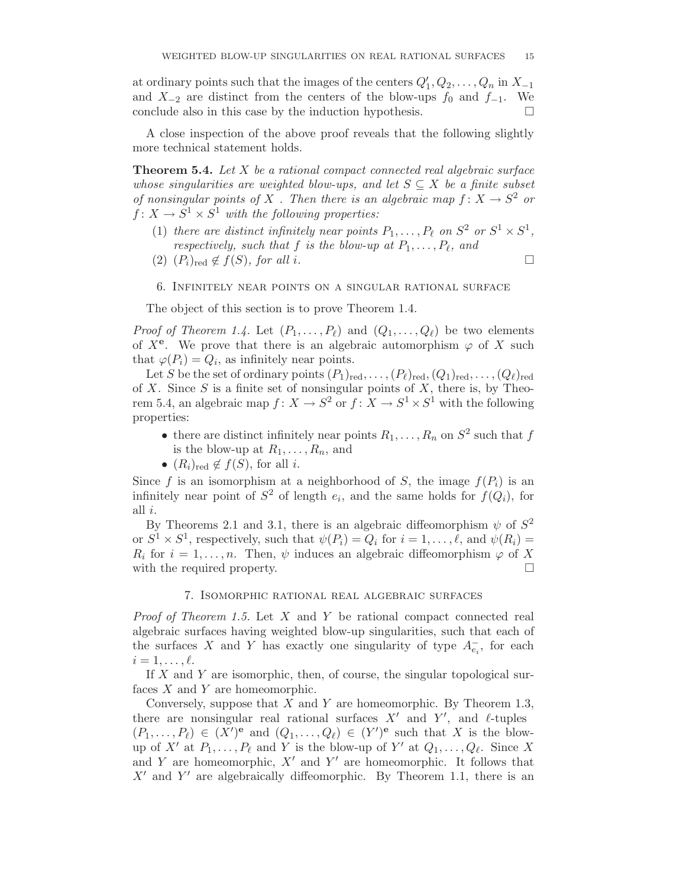at ordinary points such that the images of the centers $Q_1', Q_2, \ldots, Q_n$ in $X_{-1}$ and $X_{-2}$ are distinct from the centers of the blow-ups $f_0$ and $f_{-1}$. We conclude also in this case by the induction hypothesis. □

A close inspection of the above proof reveals that the following slightly more technical statement holds.

**Theorem 5.4.** *Let $X$ be a rational compact connected real algebraic surface whose singularities are weighted blow-ups, and let $S \subseteq X$ be a finite subset of nonsingular points of $X$ . Then there is an algebraic map $f : X \to S^2$ or $f : X \to S^1 \times S^1$ with the following properties:*

1. *there are distinct infinitely near points $P_1, \ldots, P_\ell$ on $S^2$ or $S^1 \times S^1$, respectively, such that $f$ is the blow-up at $P_1, \ldots, P_\ell$, and*
2. *$(P_i)_{\text{red}} \notin f(S)$, for all $i$.* □

## 6. Infinitely near points on a singular rational surface

The object of this section is to prove Theorem 1.4.

*Proof of Theorem 1.4.* Let $(P_1, \ldots, P_\ell)$ and $(Q_1, \ldots, Q_\ell)$ be two elements of $X^{\mathbf{e}}$. We prove that there is an algebraic automorphism $\varphi$ of $X$ such that $\varphi(P_i) = Q_i$, as infinitely near points.

Let $S$ be the set of ordinary points $(P_1)_{\text{red}}, \ldots, (P_\ell)_{\text{red}}, (Q_1)_{\text{red}}, \ldots, (Q_\ell)_{\text{red}}$ of $X$. Since $S$ is a finite set of nonsingular points of $X$, there is, by Theorem 5.4, an algebraic map $f : X \to S^2$ or $f : X \to S^1 \times S^1$ with the following properties:

- there are distinct infinitely near points $R_1, \ldots, R_n$ on $S^2$ such that $f$ is the blow-up at $R_1, \ldots, R_n$, and
- $(R_i)_{\text{red}} \notin f(S)$, for all $i$.

Since $f$ is an isomorphism at a neighborhood of $S$, the image $f(P_i)$ is an infinitely near point of $S^2$ of length $e_i$, and the same holds for $f(Q_i)$, for all $i$.

By Theorems 2.1 and 3.1, there is an algebraic diffeomorphism $\psi$ of $S^2$ or $S^1 \times S^1$, respectively, such that $\psi(P_i) = Q_i$ for $i = 1, \ldots, \ell$, and $\psi(R_i) = R_i$ for $i = 1, \ldots, n$. Then, $\psi$ induces an algebraic diffeomorphism $\varphi$ of $X$ with the required property. □

## 7. Isomorphic rational real algebraic surfaces

*Proof of Theorem 1.5.* Let $X$ and $Y$ be rational compact connected real algebraic surfaces having weighted blow-up singularities, such that each of the surfaces $X$ and $Y$ has exactly one singularity of type $A^-_{e_i}$, for each $i = 1, \ldots, \ell$.

If $X$ and $Y$ are isomorphic, then, of course, the singular topological surfaces $X$ and $Y$ are homeomorphic.

Conversely, suppose that $X$ and $Y$ are homeomorphic. By Theorem 1.3, there are nonsingular real rational surfaces $X'$ and $Y'$, and $\ell$-tuples $(P_1, \ldots, P_\ell) \in (X')^{\mathbf{e}}$ and $(Q_1, \ldots, Q_\ell) \in (Y')^{\mathbf{e}}$ such that $X$ is the blow-up of $X'$ at $P_1, \ldots, P_\ell$ and $Y$ is the blow-up of $Y'$ at $Q_1, \ldots, Q_\ell$. Since $X$ and $Y$ are homeomorphic, $X'$ and $Y'$ are homeomorphic. It follows that $X'$ and $Y'$ are algebraically diffeomorphic. By Theorem 1.1, there is an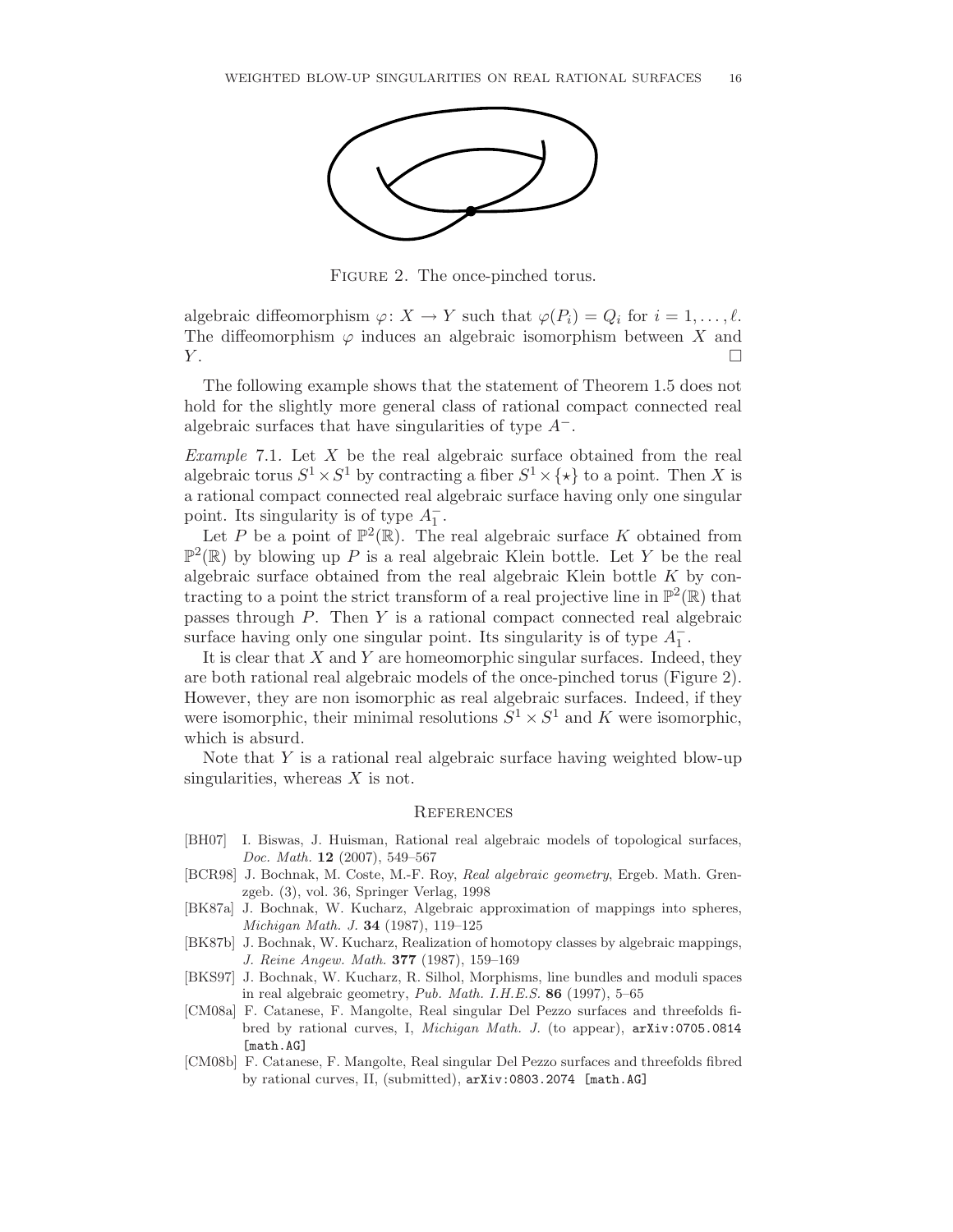Figure 2. The once-pinched torus.

algebraic diffeomorphism $\varphi\colon X \to Y$ such that $\varphi(P_i) = Q_i$ for $i = 1, \ldots, \ell$. The diffeomorphism $\varphi$ induces an algebraic isomorphism between $X$ and $Y$. □

The following example shows that the statement of Theorem 1.5 does not hold for the slightly more general class of rational compact connected real algebraic surfaces that have singularities of type $A^-$.

*Example* 7.1. Let $X$ be the real algebraic surface obtained from the real algebraic torus $S^1 \times S^1$ by contracting a fiber $S^1 \times \{\star\}$ to a point. Then $X$ is a rational compact connected real algebraic surface having only one singular point. Its singularity is of type $A_1^-$.

Let $P$ be a point of $\mathbb{P}^2(\mathbb{R})$. The real algebraic surface $K$ obtained from $\mathbb{P}^2(\mathbb{R})$ by blowing up $P$ is a real algebraic Klein bottle. Let $Y$ be the real algebraic surface obtained from the real algebraic Klein bottle $K$ by contracting to a point the strict transform of a real projective line in $\mathbb{P}^2(\mathbb{R})$ that passes through $P$. Then $Y$ is a rational compact connected real algebraic surface having only one singular point. Its singularity is of type $A_1^-$.

It is clear that $X$ and $Y$ are homeomorphic singular surfaces. Indeed, they are both rational real algebraic models of the once-pinched torus (Figure 2). However, they are non isomorphic as real algebraic surfaces. Indeed, if they were isomorphic, their minimal resolutions $S^1 \times S^1$ and $K$ were isomorphic, which is absurd.

Note that $Y$ is a rational real algebraic surface having weighted blow-up singularities, whereas $X$ is not.

## References

- [BH07] I. Biswas, J. Huisman, Rational real algebraic models of topological surfaces, *Doc. Math.* **12** (2007), 549–567
- [BCR98] J. Bochnak, M. Coste, M.-F. Roy, *Real algebraic geometry*, Ergeb. Math. Grenzgeb. (3), vol. 36, Springer Verlag, 1998
- [BK87a] J. Bochnak, W. Kucharz, Algebraic approximation of mappings into spheres, *Michigan Math. J.* **34** (1987), 119–125
- [BK87b] J. Bochnak, W. Kucharz, Realization of homotopy classes by algebraic mappings, *J. Reine Angew. Math.* **377** (1987), 159–169
- [BKS97] J. Bochnak, W. Kucharz, R. Silhol, Morphisms, line bundles and moduli spaces in real algebraic geometry, *Pub. Math. I.H.E.S.* **86** (1997), 5–65
- [CM08a] F. Catanese, F. Mangolte, Real singular Del Pezzo surfaces and threefolds fibred by rational curves, I, *Michigan Math. J.* (to appear), arXiv:0705.0814 [math.AG]
- [CM08b] F. Catanese, F. Mangolte, Real singular Del Pezzo surfaces and threefolds fibred by rational curves, II, (submitted), arXiv:0803.2074 [math.AG]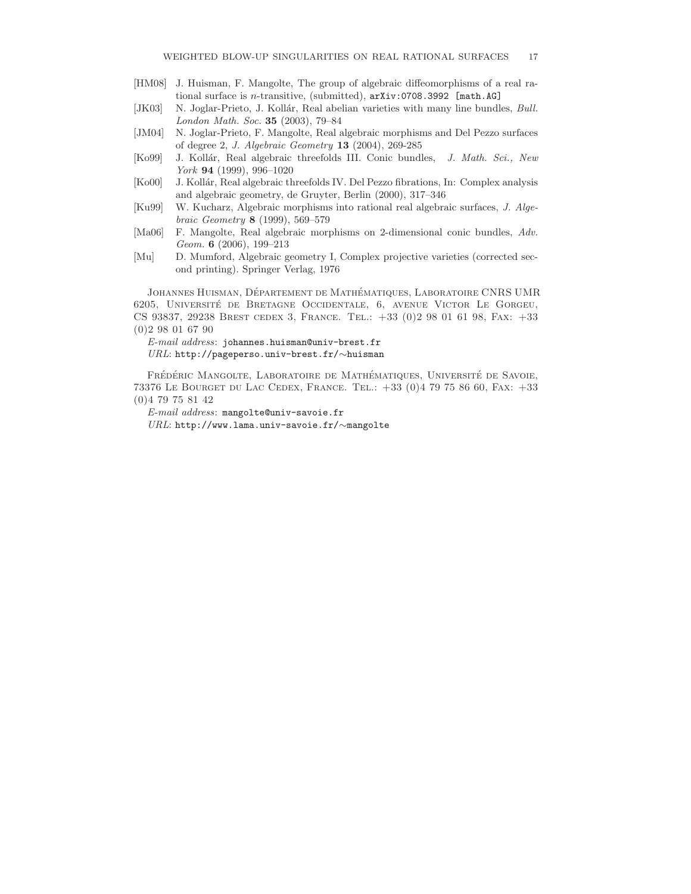[HM08] J. Huisman, F. Mangolte, The group of algebraic diffeomorphisms of a real rational surface is $n$-transitive, (submitted), `arXiv:0708.3992 [math.AG]`

[JK03] N. Joglar-Prieto, J. Kollár, Real abelian varieties with many line bundles, *Bull. London Math. Soc.* **35** (2003), 79–84

[JM04] N. Joglar-Prieto, F. Mangolte, Real algebraic morphisms and Del Pezzo surfaces of degree 2, *J. Algebraic Geometry* **13** (2004), 269-285

[Ko99] J. Kollár, Real algebraic threefolds III. Conic bundles, *J. Math. Sci., New York* **94** (1999), 996–1020

[Ko00] J. Kollár, Real algebraic threefolds IV. Del Pezzo fibrations, In: Complex analysis and algebraic geometry, de Gruyter, Berlin (2000), 317–346

[Ku99] W. Kucharz, Algebraic morphisms into rational real algebraic surfaces, *J. Algebraic Geometry* **8** (1999), 569–579

[Ma06] F. Mangolte, Real algebraic morphisms on 2-dimensional conic bundles, *Adv. Geom.* **6** (2006), 199–213

[Mu] D. Mumford, Algebraic geometry I, Complex projective varieties (corrected second printing). Springer Verlag, 1976

Johannes Huisman, Département de Mathématiques, Laboratoire CNRS UMR 6205, Université de Bretagne Occidentale, 6, avenue Victor Le Gorgeu, CS 93837, 29238 Brest cedex 3, France. Tel.: +33 (0)2 98 01 61 98, Fax: +33 (0)2 98 01 67 90

*E-mail address*: `johannes.huisman@univ-brest.fr`

*URL*: `http://pageperso.univ-brest.fr/∼huisman`

Frédéric Mangolte, Laboratoire de Mathématiques, Université de Savoie, 73376 Le Bourget du Lac Cedex, France. Tel.: +33 (0)4 79 75 86 60, Fax: +33 (0)4 79 75 81 42

*E-mail address*: `mangolte@univ-savoie.fr`

*URL*: `http://www.lama.univ-savoie.fr/∼mangolte`